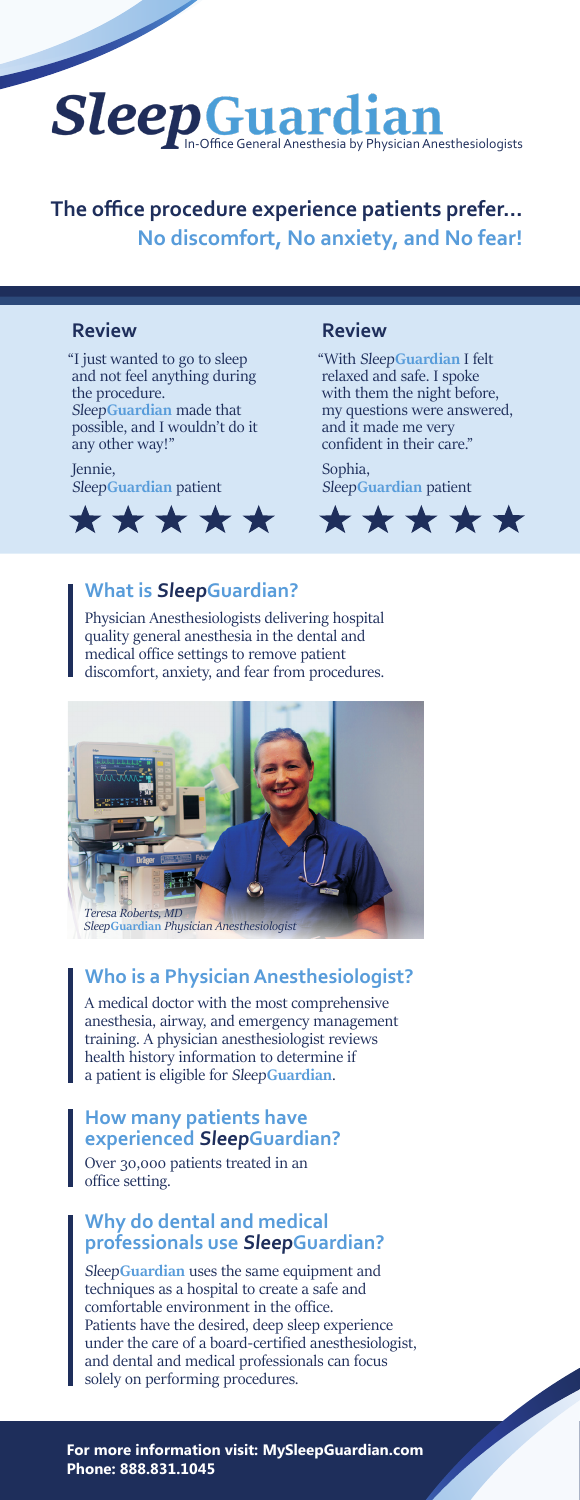# ***Sleep*Guardian** In-Office General Anesthesia by Physician Anesthesiologists

**The office procedure experience patients prefer…**
**No discomfort, No anxiety, and No fear!**

### Review

"I just wanted to go to sleep and not feel anything during the procedure. *Sleep***Guardian** made that possible, and I wouldn't do it any other way!"

Jennie,
*Sleep***Guardian** patient

★★★★★

### Review

"With *Sleep***Guardian** I felt relaxed and safe. I spoke with them the night before, my questions were answered, and it made me very confident in their care."

Sophia,
*Sleep***Guardian** patient

★★★★★

## What is *Sleep*Guardian?

Physician Anesthesiologists delivering hospital quality general anesthesia in the dental and medical office settings to remove patient discomfort, anxiety, and fear from procedures.

*Teresa Roberts, MD*
*Sleep***Guardian** *Physician Anesthesiologist*

## Who is a Physician Anesthesiologist?

A medical doctor with the most comprehensive anesthesia, airway, and emergency management training. A physician anesthesiologist reviews health history information to determine if a patient is eligible for *Sleep***Guardian**.

## How many patients have experienced *Sleep*Guardian?

Over 30,000 patients treated in an office setting.

## Why do dental and medical professionals use *Sleep*Guardian?

*Sleep***Guardian** uses the same equipment and techniques as a hospital to create a safe and comfortable environment in the office. Patients have the desired, deep sleep experience under the care of a board-certified anesthesiologist, and dental and medical professionals can focus solely on performing procedures.

**For more information visit: MySleepGuardian.com**
**Phone: 888.831.1045**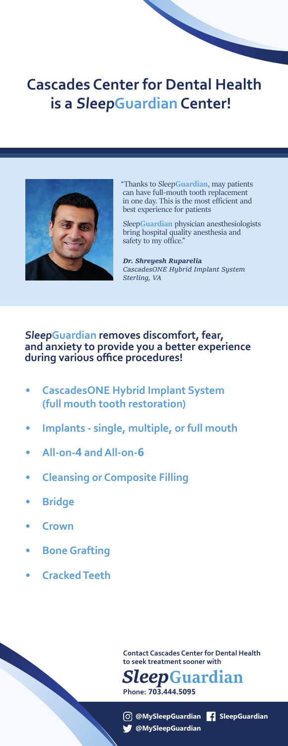# Cascades Center for Dental Health is a *Sleep*Guardian Center!

"Thanks to *Sleep*Guardian, may patients can have full-mouth tooth replacement in one day. This is the most efficient and best experience for patients

*Sleep*Guardian physician anesthesiologists bring hospital quality anesthesia and safety to my office."

***Dr. Shreyesh Ruparelia***
*CascadesONE Hybrid Implant System*
*Sterling, VA*

## *Sleep*Guardian removes discomfort, fear, and anxiety to provide you a better experience during various office procedures!

- **CascadesONE Hybrid Implant System (full mouth tooth restoration)**
- **Implants - single, multiple, or full mouth**
- **All-on-4 and All-on-6**
- **Cleansing or Composite Filling**
- **Bridge**
- **Crown**
- **Bone Grafting**
- **Cracked Teeth**

**Contact Cascades Center for Dental Health to seek treatment sooner with**

***Sleep*Guardian**

**Phone: 703.444.5095**

**@MySleepGuardian** **SleepGuardian**
**@MySleepGuardian**